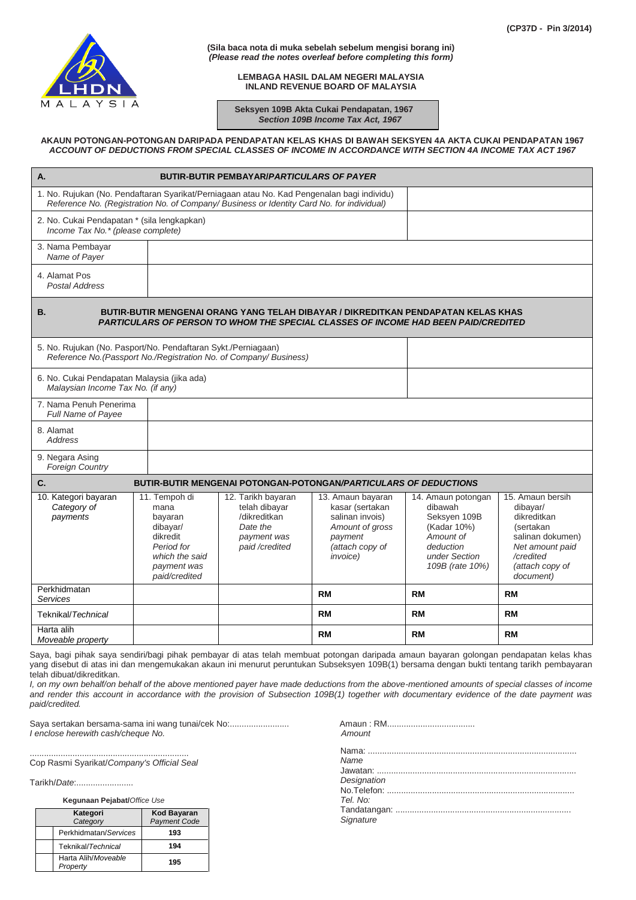(CP37D - Pin 3/2014)

**(Sila baca nota di muka sebelah sebelum mengisi borang ini)**
***(Please read the notes overleaf before completing this form)***

**LEMBAGA HASIL DALAM NEGERI MALAYSIA**
**INLAND REVENUE BOARD OF MALAYSIA**

**Seksyen 109B Akta Cukai Pendapatan, 1967**
***Section 109B Income Tax Act, 1967***

**AKAUN POTONGAN-POTONGAN DARIPADA PENDAPATAN KELAS KHAS DI BAWAH SEKSYEN 4A AKTA CUKAI PENDAPATAN 1967**
***ACCOUNT OF DEDUCTIONS FROM SPECIAL CLASSES OF INCOME IN ACCORDANCE WITH SECTION 4A INCOME TAX ACT 1967***

| **A.** | **BUTIR-BUTIR PEMBAYAR/*PARTICULARS OF PAYER*** |
|---|---|
| 1. No. Rujukan (No. Pendaftaran Syarikat/Perniagaan atau No. Kad Pengenalan bagi individu) *Reference No. (Registration No. of Company/ Business or Identity Card No. for individual)* | |
| 2. No. Cukai Pendapatan * (sila lengkapkan) *Income Tax No.* (please complete)* | |
| 3. Nama Pembayar *Name of Payer* | |
| 4. Alamat Pos *Postal Address* | |

| **B.** | **BUTIR-BUTIR MENGENAI ORANG YANG TELAH DIBAYAR / DIKREDITKAN PENDAPATAN KELAS KHAS** ***PARTICULARS OF PERSON TO WHOM THE SPECIAL CLASSES OF INCOME HAD BEEN PAID/CREDITED*** |
|---|---|
| 5. No. Rujukan (No. Pasport/No. Pendaftaran Sykt./Perniagaan) *Reference No.(Passport No./Registration No. of Company/ Business)* | |
| 6. No. Cukai Pendapatan Malaysia (jika ada) *Malaysian Income Tax No. (if any)* | |
| 7. Nama Penuh Penerima *Full Name of Payee* | |
| 8. Alamat *Address* | |
| 9. Negara Asing *Foreign Country* | |

**C. BUTIR-BUTIR MENGENAI POTONGAN-POTONGAN/*PARTICULARS OF DEDUCTIONS***

| 10. Kategori bayaran *Category of payments* | 11. Tempoh di mana bayaran dibayar/ dikredit *Period for which the said payment was paid/credited* | 12. Tarikh bayaran telah dibayar /dikreditkan *Date the payment was paid /credited* | 13. Amaun bayaran kasar (sertakan salinan invois) *Amount of gross payment (attach copy of invoice)* | 14. Amaun potongan dibawah Seksyen 109B (Kadar 10%) *Amount of deduction under Section 109B (rate 10%)* | 15. Amaun bersih dibayar/ dikreditkan (sertakan salinan dokumen) *Net amount paid /credited (attach copy of document)* |
|---|---|---|---|---|---|
| Perkhidmatan *Services* | | | **RM** | **RM** | **RM** |
| Teknikal/*Technical* | | | **RM** | **RM** | **RM** |
| Harta alih *Moveable property* | | | **RM** | **RM** | **RM** |

Saya, bagi pihak saya sendiri/bagi pihak pembayar di atas telah membuat potongan daripada amaun bayaran golongan pendapatan kelas khas yang disebut di atas ini dan mengemukakan akaun ini menurut peruntukan Subseksyen 109B(1) bersama dengan bukti tentang tarikh pembayaran telah dibuat/dikreditkan.

*I, on my own behalf/on behalf of the above mentioned payer have made deductions from the above-mentioned amounts of special classes of income and render this account in accordance with the provision of Subsection 109B(1) together with documentary evidence of the date payment was paid/credited.*

Saya sertakan bersama-sama ini wang tunai/cek No:.........................
*I enclose herewith cash/cheque No.*

Amaun : RM.....................................
*Amount*

..................................................................
Cop Rasmi Syarikat/*Company's Official Seal*

Tarikh/*Date*:........................

Nama: .......................................................................................
*Name*
Jawatan: ...................................................................................
*Designation*
No.Telefon: ..............................................................................
*Tel. No:*
Tandatangan: ..........................................................................
*Signature*

**Kegunaan Pejabat/*Office Use***

| | Kategori *Category* | Kod Bayaran *Payment Code* |
|---|---|---|
| | Perkhidmatan/*Services* | **193** |
| | Teknikal/*Technical* | **194** |
| | Harta Alih/*Moveable Property* | **195** |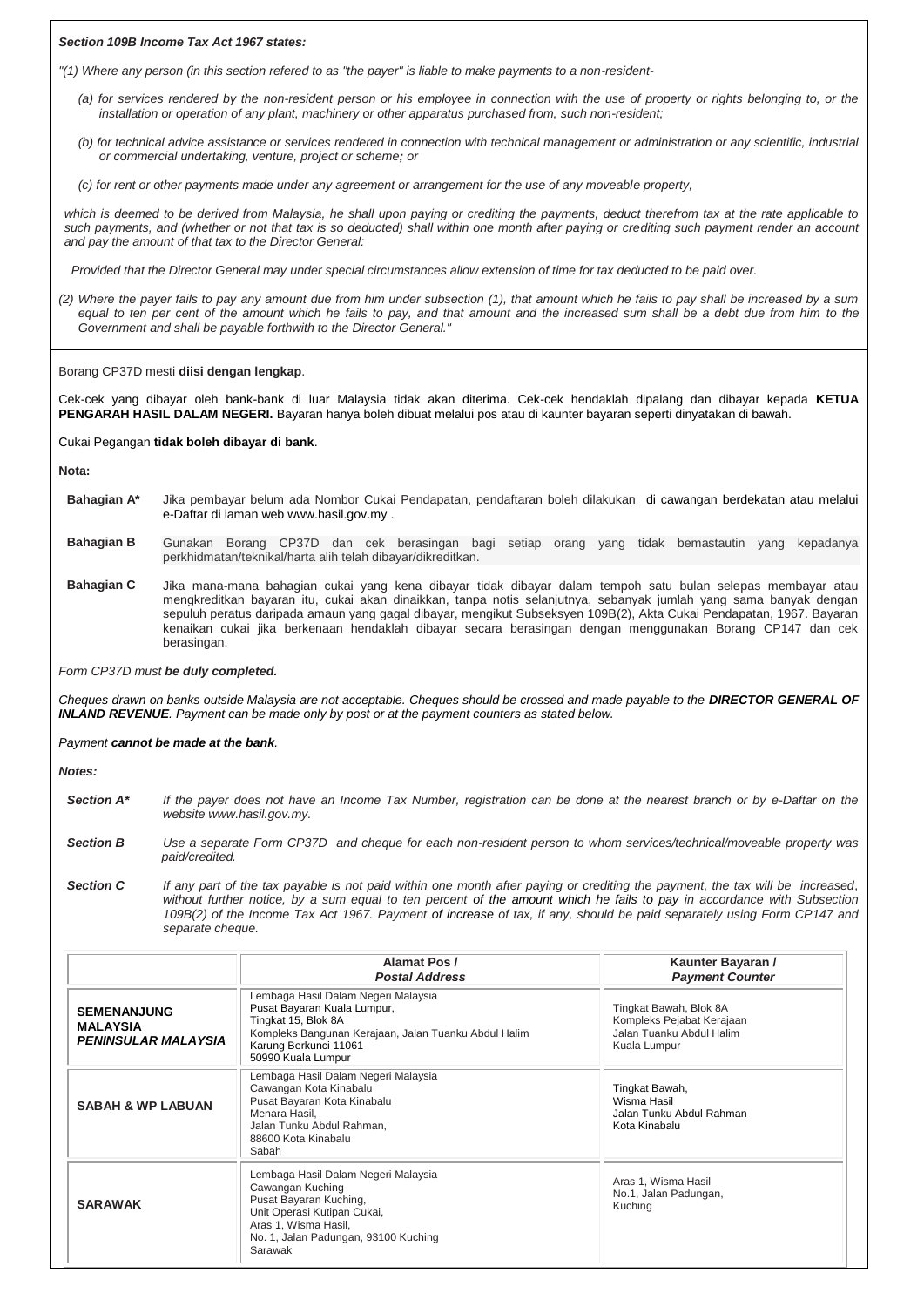***Section 109B Income Tax Act 1967 states:***

*"(1) Where any person (in this section refered to as "the payer" is liable to make payments to a non-resident-*

*(a) for services rendered by the non-resident person or his employee in connection with the use of property or rights belonging to, or the installation or operation of any plant, machinery or other apparatus purchased from, such non-resident;*

*(b) for technical advice assistance or services rendered in connection with technical management or administration or any scientific, industrial or commercial undertaking, venture, project or scheme**;** or*

*(c) for rent or other payments made under any agreement or arrangement for the use of any moveable property,*

*which is deemed to be derived from Malaysia, he shall upon paying or crediting the payments, deduct therefrom tax at the rate applicable to such payments, and (whether or not that tax is so deducted) shall within one month after paying or crediting such payment render an account and pay the amount of that tax to the Director General:*

*Provided that the Director General may under special circumstances allow extension of time for tax deducted to be paid over.*

*(2) Where the payer fails to pay any amount due from him under subsection (1), that amount which he fails to pay shall be increased by a sum equal to ten per cent of the amount which he fails to pay, and that amount and the increased sum shall be a debt due from him to the Government and shall be payable forthwith to the Director General."*

Borang CP37D mesti **diisi dengan lengkap**.

Cek-cek yang dibayar oleh bank-bank di luar Malaysia tidak akan diterima. Cek-cek hendaklah dipalang dan dibayar kepada **KETUA PENGARAH HASIL DALAM NEGERI.** Bayaran hanya boleh dibuat melalui pos atau di kaunter bayaran seperti dinyatakan di bawah.

Cukai Pegangan **tidak boleh dibayar di bank**.

**Nota:**

**Bahagian A*** Jika pembayar belum ada Nombor Cukai Pendapatan, pendaftaran boleh dilakukan di cawangan berdekatan atau melalui e-Daftar di laman web www.hasil.gov.my .

**Bahagian B** Gunakan Borang CP37D dan cek berasingan bagi setiap orang yang tidak bemastautin yang kepadanya perkhidmatan/teknikal/harta alih telah dibayar/dikreditkan.

**Bahagian C** Jika mana-mana bahagian cukai yang kena dibayar tidak dibayar dalam tempoh satu bulan selepas membayar atau mengkreditkan bayaran itu, cukai akan dinaikkan, tanpa notis selanjutnya, sebanyak jumlah yang sama banyak dengan sepuluh peratus daripada amaun yang gagal dibayar, mengikut Subseksyen 109B(2), Akta Cukai Pendapatan, 1967. Bayaran kenaikan cukai jika berkenaan hendaklah dibayar secara berasingan dengan menggunakan Borang CP147 dan cek berasingan.

*Form CP37D must **be duly completed.***

*Cheques drawn on banks outside Malaysia are not acceptable. Cheques should be crossed and made payable to the **DIRECTOR GENERAL OF INLAND REVENUE**. Payment can be made only by post or at the payment counters as stated below.*

*Payment **cannot be made at the bank**.*

***Notes:***

***Section A**** *If the payer does not have an Income Tax Number, registration can be done at the nearest branch or by e-Daftar on the website www.hasil.gov.my.*

***Section B*** *Use a separate Form CP37D and cheque for each non-resident person to whom services/technical/moveable property was paid/credited.*

***Section C*** *If any part of the tax payable is not paid within one month after paying or crediting the payment, the tax will be increased, without further notice, by a sum equal to ten percent of the amount which he fails to pay in accordance with Subsection 109B(2) of the Income Tax Act 1967. Payment of increase of tax, if any, should be paid separately using Form CP147 and separate cheque.*

| | **Alamat Pos / *Postal Address*** | **Kaunter Bayaran / *Payment Counter*** |
|---|---|---|
| **SEMENANJUNG MALAYSIA *PENINSULAR MALAYSIA*** | Lembaga Hasil Dalam Negeri Malaysia<br>Pusat Bayaran Kuala Lumpur,<br>Tingkat 15, Blok 8A<br>Kompleks Bangunan Kerajaan, Jalan Tuanku Abdul Halim<br>Karung Berkunci 11061<br>50990 Kuala Lumpur | Tingkat Bawah, Blok 8A<br>Kompleks Pejabat Kerajaan<br>Jalan Tuanku Abdul Halim<br>Kuala Lumpur |
| **SABAH & WP LABUAN** | Lembaga Hasil Dalam Negeri Malaysia<br>Cawangan Kota Kinabalu<br>Pusat Bayaran Kota Kinabalu<br>Menara Hasil,<br>Jalan Tunku Abdul Rahman,<br>88600 Kota Kinabalu<br>Sabah | Tingkat Bawah,<br>Wisma Hasil<br>Jalan Tunku Abdul Rahman<br>Kota Kinabalu |
| **SARAWAK** | Lembaga Hasil Dalam Negeri Malaysia<br>Cawangan Kuching<br>Pusat Bayaran Kuching,<br>Unit Operasi Kutipan Cukai,<br>Aras 1, Wisma Hasil,<br>No. 1, Jalan Padungan, 93100 Kuching<br>Sarawak | Aras 1, Wisma Hasil<br>No.1, Jalan Padungan,<br>Kuching |